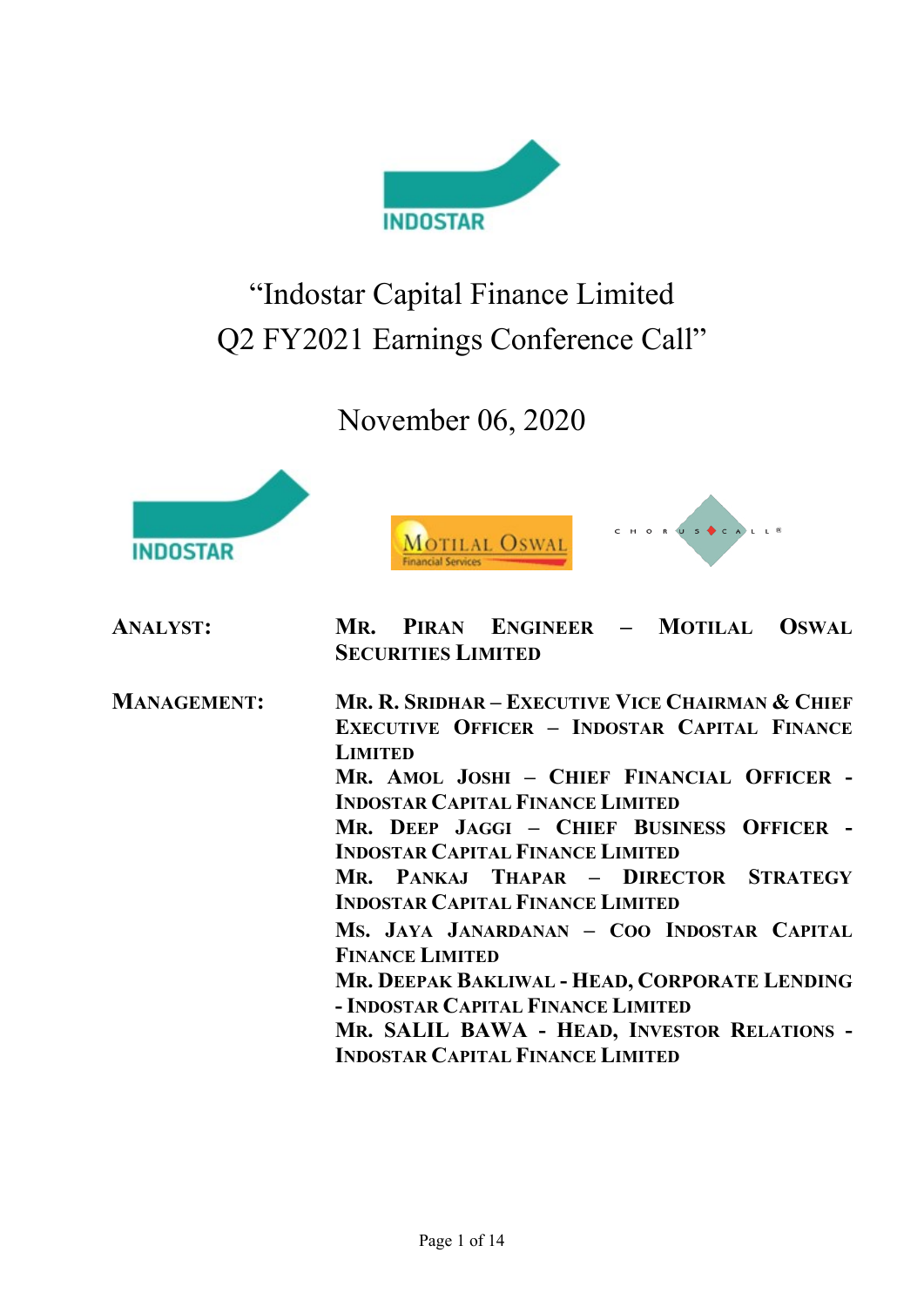# "Indostar Capital Finance Limited Q2 FY2021 Earnings Conference Call"

November 06, 2020

**ANALYST:** MR. PIRAN ENGINEER – MOTILAL OSWAL SECURITIES LIMITED

**MANAGEMENT:** MR. R. SRIDHAR – EXECUTIVE VICE CHAIRMAN & CHIEF EXECUTIVE OFFICER – INDOSTAR CAPITAL FINANCE LIMITED

MR. AMOL JOSHI – CHIEF FINANCIAL OFFICER - INDOSTAR CAPITAL FINANCE LIMITED

MR. DEEP JAGGI – CHIEF BUSINESS OFFICER - INDOSTAR CAPITAL FINANCE LIMITED

MR. PANKAJ THAPAR – DIRECTOR STRATEGY INDOSTAR CAPITAL FINANCE LIMITED

MS. JAYA JANARDANAN – COO INDOSTAR CAPITAL FINANCE LIMITED

MR. DEEPAK BAKLIWAL - HEAD, CORPORATE LENDING - INDOSTAR CAPITAL FINANCE LIMITED

MR. SALIL BAWA - HEAD, INVESTOR RELATIONS - INDOSTAR CAPITAL FINANCE LIMITED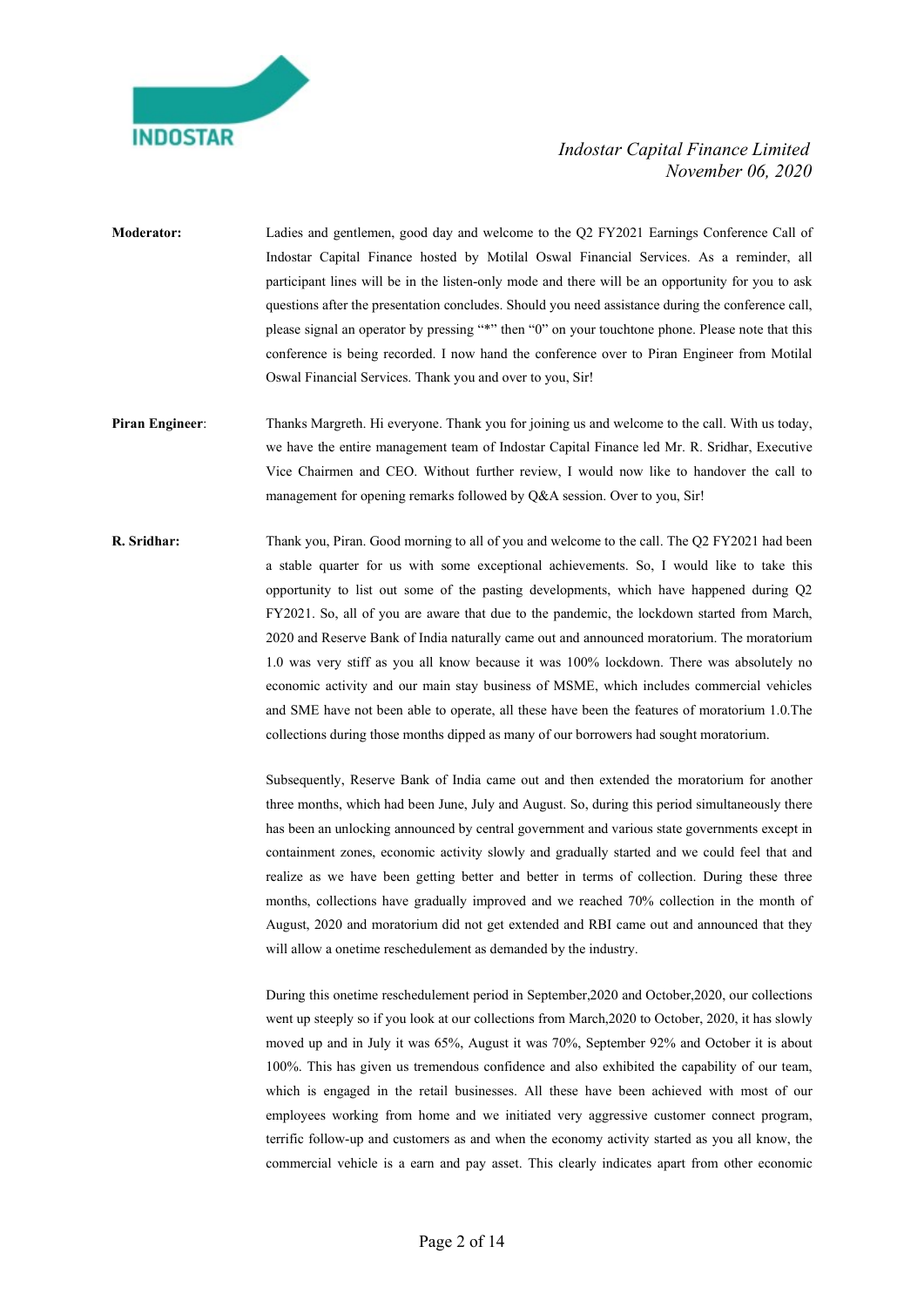**Moderator:** Ladies and gentlemen, good day and welcome to the Q2 FY2021 Earnings Conference Call of Indostar Capital Finance hosted by Motilal Oswal Financial Services. As a reminder, all participant lines will be in the listen-only mode and there will be an opportunity for you to ask questions after the presentation concludes. Should you need assistance during the conference call, please signal an operator by pressing "*" then "0" on your touchtone phone. Please note that this conference is being recorded. I now hand the conference over to Piran Engineer from Motilal Oswal Financial Services. Thank you and over to you, Sir!

**Piran Engineer**: Thanks Margreth. Hi everyone. Thank you for joining us and welcome to the call. With us today, we have the entire management team of Indostar Capital Finance led Mr. R. Sridhar, Executive Vice Chairmen and CEO. Without further review, I would now like to handover the call to management for opening remarks followed by Q&A session. Over to you, Sir!

**R. Sridhar:** Thank you, Piran. Good morning to all of you and welcome to the call. The Q2 FY2021 had been a stable quarter for us with some exceptional achievements. So, I would like to take this opportunity to list out some of the pasting developments, which have happened during Q2 FY2021. So, all of you are aware that due to the pandemic, the lockdown started from March, 2020 and Reserve Bank of India naturally came out and announced moratorium. The moratorium 1.0 was very stiff as you all know because it was 100% lockdown. There was absolutely no economic activity and our main stay business of MSME, which includes commercial vehicles and SME have not been able to operate, all these have been the features of moratorium 1.0.The collections during those months dipped as many of our borrowers had sought moratorium.

Subsequently, Reserve Bank of India came out and then extended the moratorium for another three months, which had been June, July and August. So, during this period simultaneously there has been an unlocking announced by central government and various state governments except in containment zones, economic activity slowly and gradually started and we could feel that and realize as we have been getting better and better in terms of collection. During these three months, collections have gradually improved and we reached 70% collection in the month of August, 2020 and moratorium did not get extended and RBI came out and announced that they will allow a onetime reschedulement as demanded by the industry.

During this onetime reschedulement period in September,2020 and October,2020, our collections went up steeply so if you look at our collections from March,2020 to October, 2020, it has slowly moved up and in July it was 65%, August it was 70%, September 92% and October it is about 100%. This has given us tremendous confidence and also exhibited the capability of our team, which is engaged in the retail businesses. All these have been achieved with most of our employees working from home and we initiated very aggressive customer connect program, terrific follow-up and customers as and when the economy activity started as you all know, the commercial vehicle is a earn and pay asset. This clearly indicates apart from other economic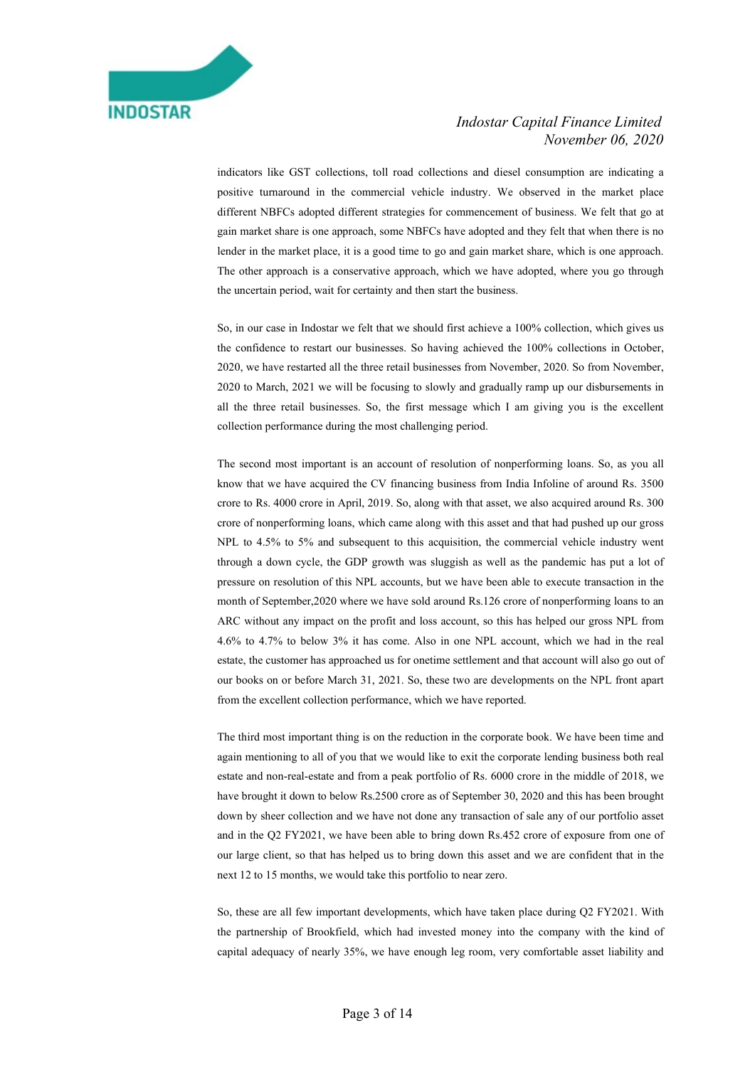indicators like GST collections, toll road collections and diesel consumption are indicating a positive turnaround in the commercial vehicle industry. We observed in the market place different NBFCs adopted different strategies for commencement of business. We felt that go at gain market share is one approach, some NBFCs have adopted and they felt that when there is no lender in the market place, it is a good time to go and gain market share, which is one approach. The other approach is a conservative approach, which we have adopted, where you go through the uncertain period, wait for certainty and then start the business.

So, in our case in Indostar we felt that we should first achieve a 100% collection, which gives us the confidence to restart our businesses. So having achieved the 100% collections in October, 2020, we have restarted all the three retail businesses from November, 2020. So from November, 2020 to March, 2021 we will be focusing to slowly and gradually ramp up our disbursements in all the three retail businesses. So, the first message which I am giving you is the excellent collection performance during the most challenging period.

The second most important is an account of resolution of nonperforming loans. So, as you all know that we have acquired the CV financing business from India Infoline of around Rs. 3500 crore to Rs. 4000 crore in April, 2019. So, along with that asset, we also acquired around Rs. 300 crore of nonperforming loans, which came along with this asset and that had pushed up our gross NPL to 4.5% to 5% and subsequent to this acquisition, the commercial vehicle industry went through a down cycle, the GDP growth was sluggish as well as the pandemic has put a lot of pressure on resolution of this NPL accounts, but we have been able to execute transaction in the month of September,2020 where we have sold around Rs.126 crore of nonperforming loans to an ARC without any impact on the profit and loss account, so this has helped our gross NPL from 4.6% to 4.7% to below 3% it has come. Also in one NPL account, which we had in the real estate, the customer has approached us for onetime settlement and that account will also go out of our books on or before March 31, 2021. So, these two are developments on the NPL front apart from the excellent collection performance, which we have reported.

The third most important thing is on the reduction in the corporate book. We have been time and again mentioning to all of you that we would like to exit the corporate lending business both real estate and non-real-estate and from a peak portfolio of Rs. 6000 crore in the middle of 2018, we have brought it down to below Rs.2500 crore as of September 30, 2020 and this has been brought down by sheer collection and we have not done any transaction of sale any of our portfolio asset and in the Q2 FY2021, we have been able to bring down Rs.452 crore of exposure from one of our large client, so that has helped us to bring down this asset and we are confident that in the next 12 to 15 months, we would take this portfolio to near zero.

So, these are all few important developments, which have taken place during Q2 FY2021. With the partnership of Brookfield, which had invested money into the company with the kind of capital adequacy of nearly 35%, we have enough leg room, very comfortable asset liability and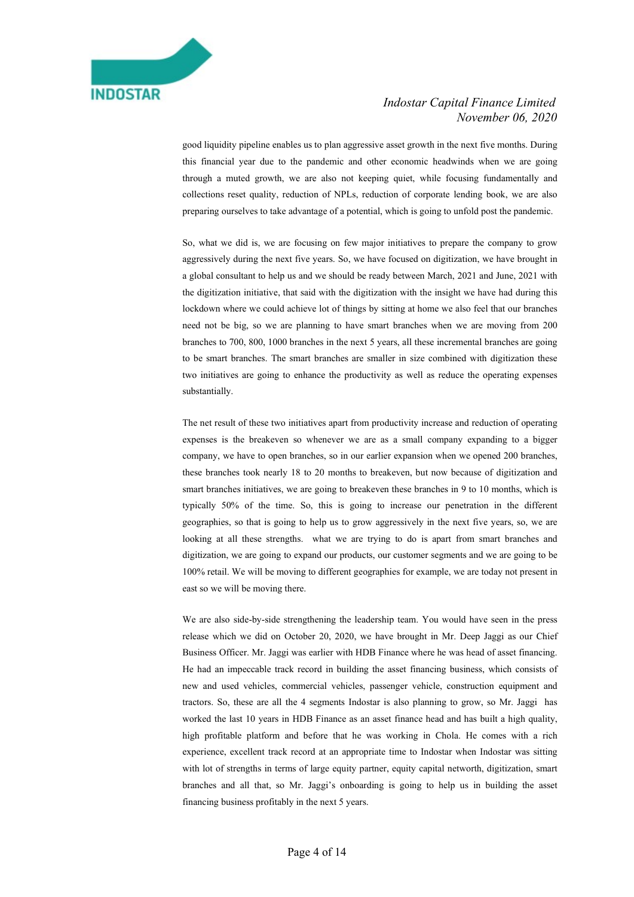good liquidity pipeline enables us to plan aggressive asset growth in the next five months. During this financial year due to the pandemic and other economic headwinds when we are going through a muted growth, we are also not keeping quiet, while focusing fundamentally and collections reset quality, reduction of NPLs, reduction of corporate lending book, we are also preparing ourselves to take advantage of a potential, which is going to unfold post the pandemic.

So, what we did is, we are focusing on few major initiatives to prepare the company to grow aggressively during the next five years. So, we have focused on digitization, we have brought in a global consultant to help us and we should be ready between March, 2021 and June, 2021 with the digitization initiative, that said with the digitization with the insight we have had during this lockdown where we could achieve lot of things by sitting at home we also feel that our branches need not be big, so we are planning to have smart branches when we are moving from 200 branches to 700, 800, 1000 branches in the next 5 years, all these incremental branches are going to be smart branches. The smart branches are smaller in size combined with digitization these two initiatives are going to enhance the productivity as well as reduce the operating expenses substantially.

The net result of these two initiatives apart from productivity increase and reduction of operating expenses is the breakeven so whenever we are as a small company expanding to a bigger company, we have to open branches, so in our earlier expansion when we opened 200 branches, these branches took nearly 18 to 20 months to breakeven, but now because of digitization and smart branches initiatives, we are going to breakeven these branches in 9 to 10 months, which is typically 50% of the time. So, this is going to increase our penetration in the different geographies, so that is going to help us to grow aggressively in the next five years, so, we are looking at all these strengths. what we are trying to do is apart from smart branches and digitization, we are going to expand our products, our customer segments and we are going to be 100% retail. We will be moving to different geographies for example, we are today not present in east so we will be moving there.

We are also side-by-side strengthening the leadership team. You would have seen in the press release which we did on October 20, 2020, we have brought in Mr. Deep Jaggi as our Chief Business Officer. Mr. Jaggi was earlier with HDB Finance where he was head of asset financing. He had an impeccable track record in building the asset financing business, which consists of new and used vehicles, commercial vehicles, passenger vehicle, construction equipment and tractors. So, these are all the 4 segments Indostar is also planning to grow, so Mr. Jaggi has worked the last 10 years in HDB Finance as an asset finance head and has built a high quality, high profitable platform and before that he was working in Chola. He comes with a rich experience, excellent track record at an appropriate time to Indostar when Indostar was sitting with lot of strengths in terms of large equity partner, equity capital networth, digitization, smart branches and all that, so Mr. Jaggi's onboarding is going to help us in building the asset financing business profitably in the next 5 years.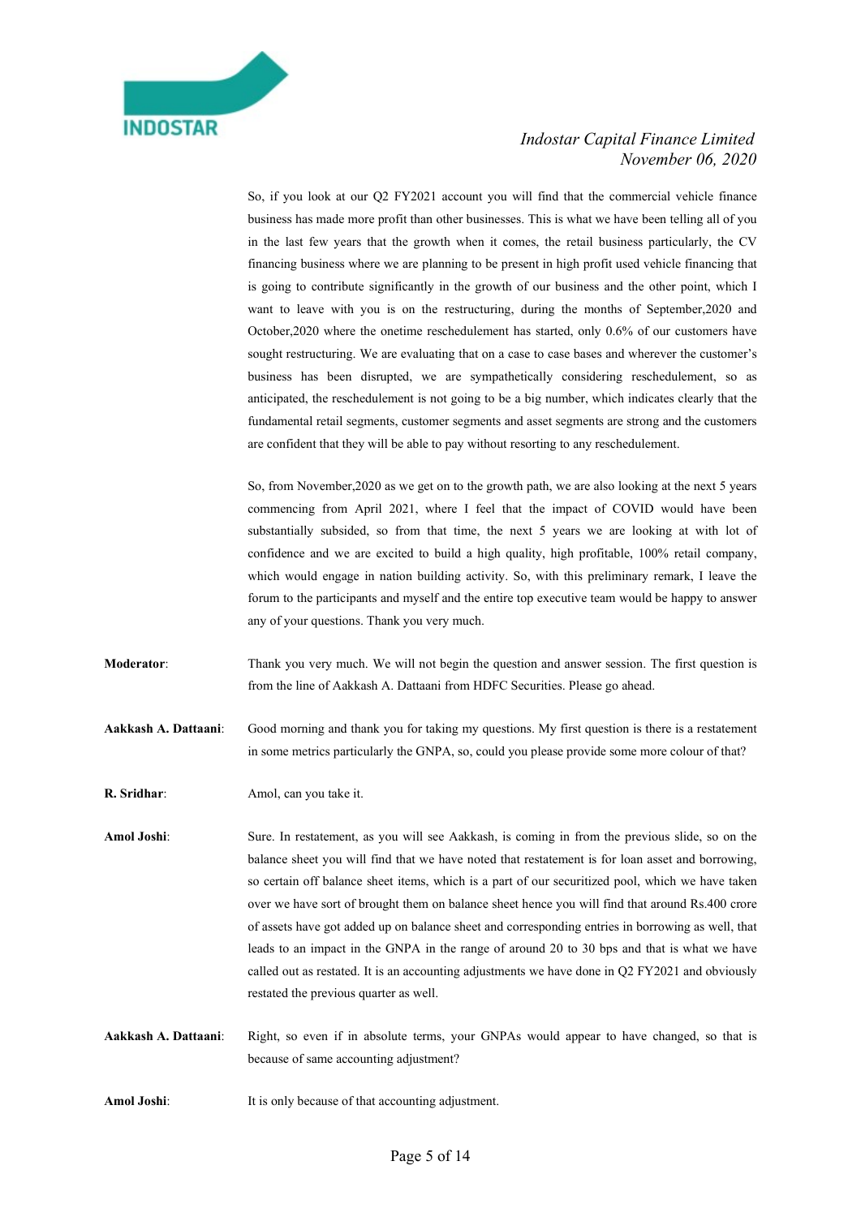So, if you look at our Q2 FY2021 account you will find that the commercial vehicle finance business has made more profit than other businesses. This is what we have been telling all of you in the last few years that the growth when it comes, the retail business particularly, the CV financing business where we are planning to be present in high profit used vehicle financing that is going to contribute significantly in the growth of our business and the other point, which I want to leave with you is on the restructuring, during the months of September,2020 and October,2020 where the onetime reschedulement has started, only 0.6% of our customers have sought restructuring. We are evaluating that on a case to case bases and wherever the customer's business has been disrupted, we are sympathetically considering reschedulement, so as anticipated, the reschedulement is not going to be a big number, which indicates clearly that the fundamental retail segments, customer segments and asset segments are strong and the customers are confident that they will be able to pay without resorting to any reschedulement.

So, from November,2020 as we get on to the growth path, we are also looking at the next 5 years commencing from April 2021, where I feel that the impact of COVID would have been substantially subsided, so from that time, the next 5 years we are looking at with lot of confidence and we are excited to build a high quality, high profitable, 100% retail company, which would engage in nation building activity. So, with this preliminary remark, I leave the forum to the participants and myself and the entire top executive team would be happy to answer any of your questions. Thank you very much.

**Moderator**: Thank you very much. We will not begin the question and answer session. The first question is from the line of Aakkash A. Dattaani from HDFC Securities. Please go ahead.

**Aakkash A. Dattaani**: Good morning and thank you for taking my questions. My first question is there is a restatement in some metrics particularly the GNPA, so, could you please provide some more colour of that?

**R. Sridhar**: Amol, can you take it.

**Amol Joshi**: Sure. In restatement, as you will see Aakkash, is coming in from the previous slide, so on the balance sheet you will find that we have noted that restatement is for loan asset and borrowing, so certain off balance sheet items, which is a part of our securitized pool, which we have taken over we have sort of brought them on balance sheet hence you will find that around Rs.400 crore of assets have got added up on balance sheet and corresponding entries in borrowing as well, that leads to an impact in the GNPA in the range of around 20 to 30 bps and that is what we have called out as restated. It is an accounting adjustments we have done in Q2 FY2021 and obviously restated the previous quarter as well.

**Aakkash A. Dattaani**: Right, so even if in absolute terms, your GNPAs would appear to have changed, so that is because of same accounting adjustment?

**Amol Joshi**: It is only because of that accounting adjustment.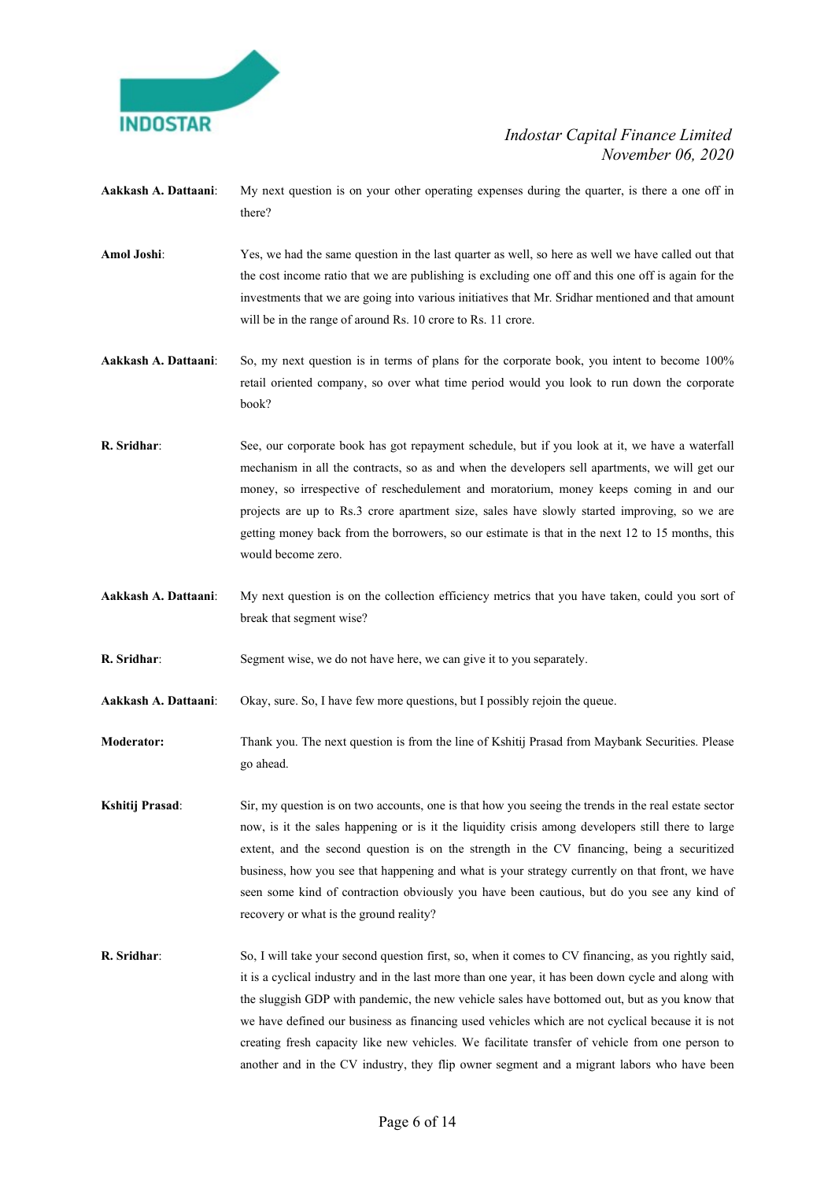**Aakkash A. Dattaani**: My next question is on your other operating expenses during the quarter, is there a one off in there?

**Amol Joshi**: Yes, we had the same question in the last quarter as well, so here as well we have called out that the cost income ratio that we are publishing is excluding one off and this one off is again for the investments that we are going into various initiatives that Mr. Sridhar mentioned and that amount will be in the range of around Rs. 10 crore to Rs. 11 crore.

**Aakkash A. Dattaani**: So, my next question is in terms of plans for the corporate book, you intent to become 100% retail oriented company, so over what time period would you look to run down the corporate book?

**R. Sridhar**: See, our corporate book has got repayment schedule, but if you look at it, we have a waterfall mechanism in all the contracts, so as and when the developers sell apartments, we will get our money, so irrespective of reschedulement and moratorium, money keeps coming in and our projects are up to Rs.3 crore apartment size, sales have slowly started improving, so we are getting money back from the borrowers, so our estimate is that in the next 12 to 15 months, this would become zero.

**Aakkash A. Dattaani**: My next question is on the collection efficiency metrics that you have taken, could you sort of break that segment wise?

**R. Sridhar**: Segment wise, we do not have here, we can give it to you separately.

**Aakkash A. Dattaani**: Okay, sure. So, I have few more questions, but I possibly rejoin the queue.

**Moderator:** Thank you. The next question is from the line of Kshitij Prasad from Maybank Securities. Please go ahead.

**Kshitij Prasad**: Sir, my question is on two accounts, one is that how you seeing the trends in the real estate sector now, is it the sales happening or is it the liquidity crisis among developers still there to large extent, and the second question is on the strength in the CV financing, being a securitized business, how you see that happening and what is your strategy currently on that front, we have seen some kind of contraction obviously you have been cautious, but do you see any kind of recovery or what is the ground reality?

**R. Sridhar**: So, I will take your second question first, so, when it comes to CV financing, as you rightly said, it is a cyclical industry and in the last more than one year, it has been down cycle and along with the sluggish GDP with pandemic, the new vehicle sales have bottomed out, but as you know that we have defined our business as financing used vehicles which are not cyclical because it is not creating fresh capacity like new vehicles. We facilitate transfer of vehicle from one person to another and in the CV industry, they flip owner segment and a migrant labors who have been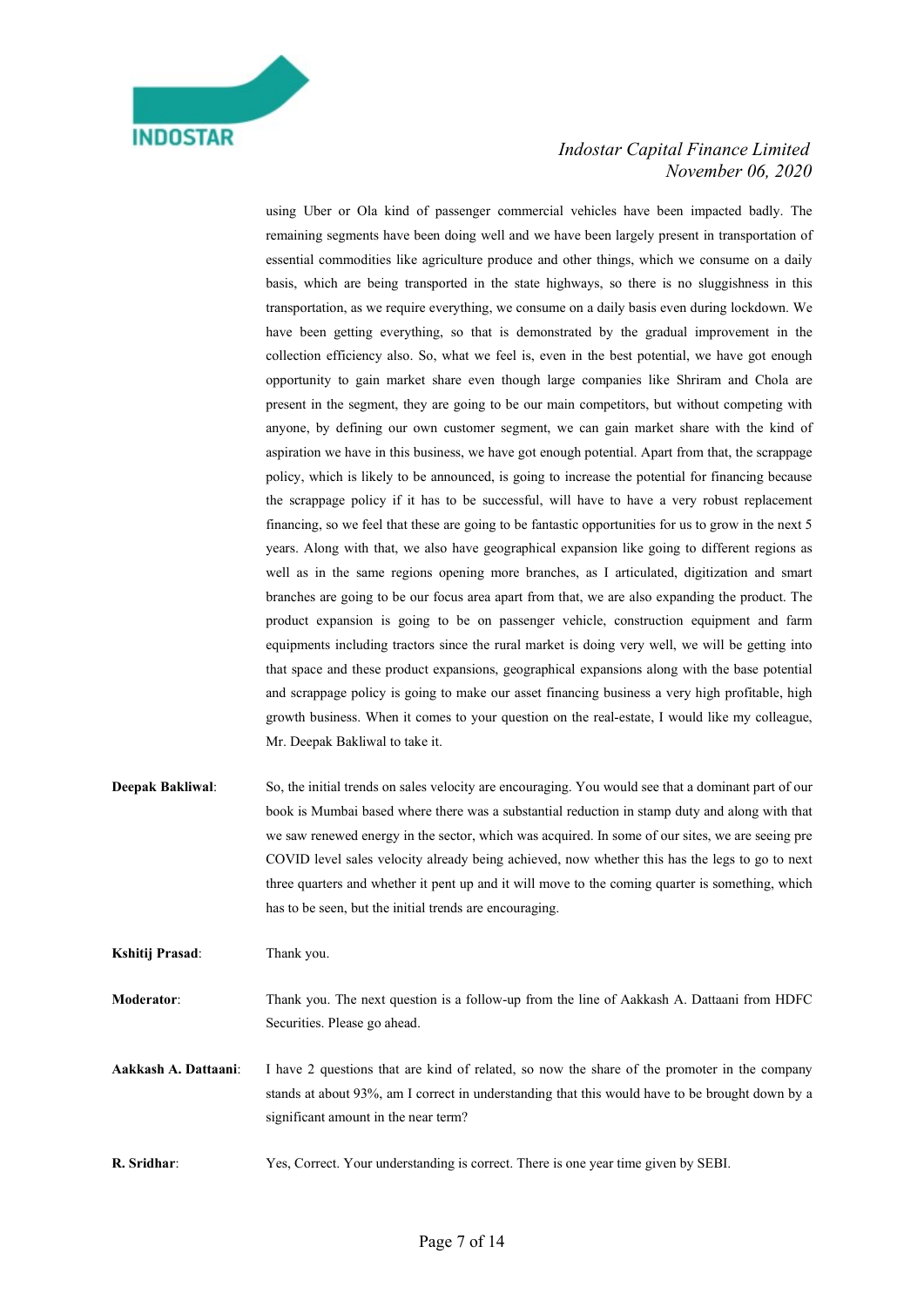using Uber or Ola kind of passenger commercial vehicles have been impacted badly. The remaining segments have been doing well and we have been largely present in transportation of essential commodities like agriculture produce and other things, which we consume on a daily basis, which are being transported in the state highways, so there is no sluggishness in this transportation, as we require everything, we consume on a daily basis even during lockdown. We have been getting everything, so that is demonstrated by the gradual improvement in the collection efficiency also. So, what we feel is, even in the best potential, we have got enough opportunity to gain market share even though large companies like Shriram and Chola are present in the segment, they are going to be our main competitors, but without competing with anyone, by defining our own customer segment, we can gain market share with the kind of aspiration we have in this business, we have got enough potential. Apart from that, the scrappage policy, which is likely to be announced, is going to increase the potential for financing because the scrappage policy if it has to be successful, will have to have a very robust replacement financing, so we feel that these are going to be fantastic opportunities for us to grow in the next 5 years. Along with that, we also have geographical expansion like going to different regions as well as in the same regions opening more branches, as I articulated, digitization and smart branches are going to be our focus area apart from that, we are also expanding the product. The product expansion is going to be on passenger vehicle, construction equipment and farm equipments including tractors since the rural market is doing very well, we will be getting into that space and these product expansions, geographical expansions along with the base potential and scrappage policy is going to make our asset financing business a very high profitable, high growth business. When it comes to your question on the real-estate, I would like my colleague, Mr. Deepak Bakliwal to take it.

**Deepak Bakliwal**: So, the initial trends on sales velocity are encouraging. You would see that a dominant part of our book is Mumbai based where there was a substantial reduction in stamp duty and along with that we saw renewed energy in the sector, which was acquired. In some of our sites, we are seeing pre COVID level sales velocity already being achieved, now whether this has the legs to go to next three quarters and whether it pent up and it will move to the coming quarter is something, which has to be seen, but the initial trends are encouraging.

**Kshitij Prasad**: Thank you.

**Moderator**: Thank you. The next question is a follow-up from the line of Aakkash A. Dattaani from HDFC Securities. Please go ahead.

**Aakkash A. Dattaani**: I have 2 questions that are kind of related, so now the share of the promoter in the company stands at about 93%, am I correct in understanding that this would have to be brought down by a significant amount in the near term?

**R. Sridhar**: Yes, Correct. Your understanding is correct. There is one year time given by SEBI.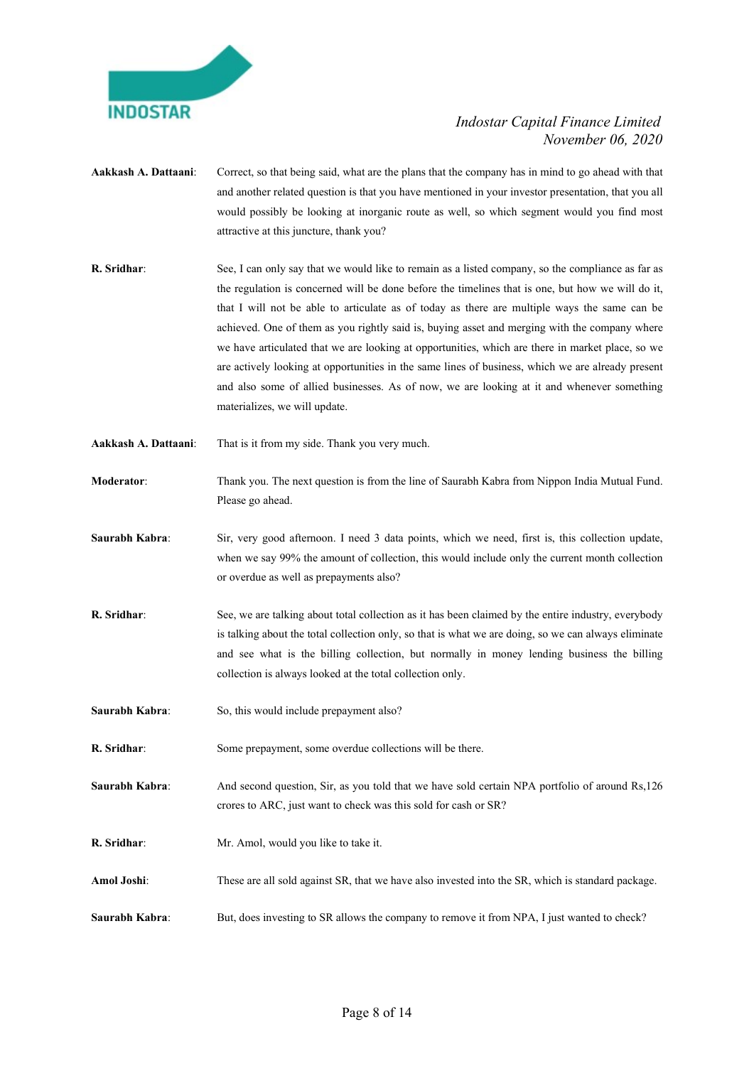**Aakkash A. Dattaani**: Correct, so that being said, what are the plans that the company has in mind to go ahead with that and another related question is that you have mentioned in your investor presentation, that you all would possibly be looking at inorganic route as well, so which segment would you find most attractive at this juncture, thank you?

**R. Sridhar**: See, I can only say that we would like to remain as a listed company, so the compliance as far as the regulation is concerned will be done before the timelines that is one, but how we will do it, that I will not be able to articulate as of today as there are multiple ways the same can be achieved. One of them as you rightly said is, buying asset and merging with the company where we have articulated that we are looking at opportunities, which are there in market place, so we are actively looking at opportunities in the same lines of business, which we are already present and also some of allied businesses. As of now, we are looking at it and whenever something materializes, we will update.

**Aakkash A. Dattaani**: That is it from my side. Thank you very much.

**Moderator**: Thank you. The next question is from the line of Saurabh Kabra from Nippon India Mutual Fund. Please go ahead.

**Saurabh Kabra**: Sir, very good afternoon. I need 3 data points, which we need, first is, this collection update, when we say 99% the amount of collection, this would include only the current month collection or overdue as well as prepayments also?

**R. Sridhar**: See, we are talking about total collection as it has been claimed by the entire industry, everybody is talking about the total collection only, so that is what we are doing, so we can always eliminate and see what is the billing collection, but normally in money lending business the billing collection is always looked at the total collection only.

**Saurabh Kabra**: So, this would include prepayment also?

**R. Sridhar**: Some prepayment, some overdue collections will be there.

**Saurabh Kabra**: And second question, Sir, as you told that we have sold certain NPA portfolio of around Rs,126 crores to ARC, just want to check was this sold for cash or SR?

**R. Sridhar**: Mr. Amol, would you like to take it.

**Amol Joshi**: These are all sold against SR, that we have also invested into the SR, which is standard package.

**Saurabh Kabra**: But, does investing to SR allows the company to remove it from NPA, I just wanted to check?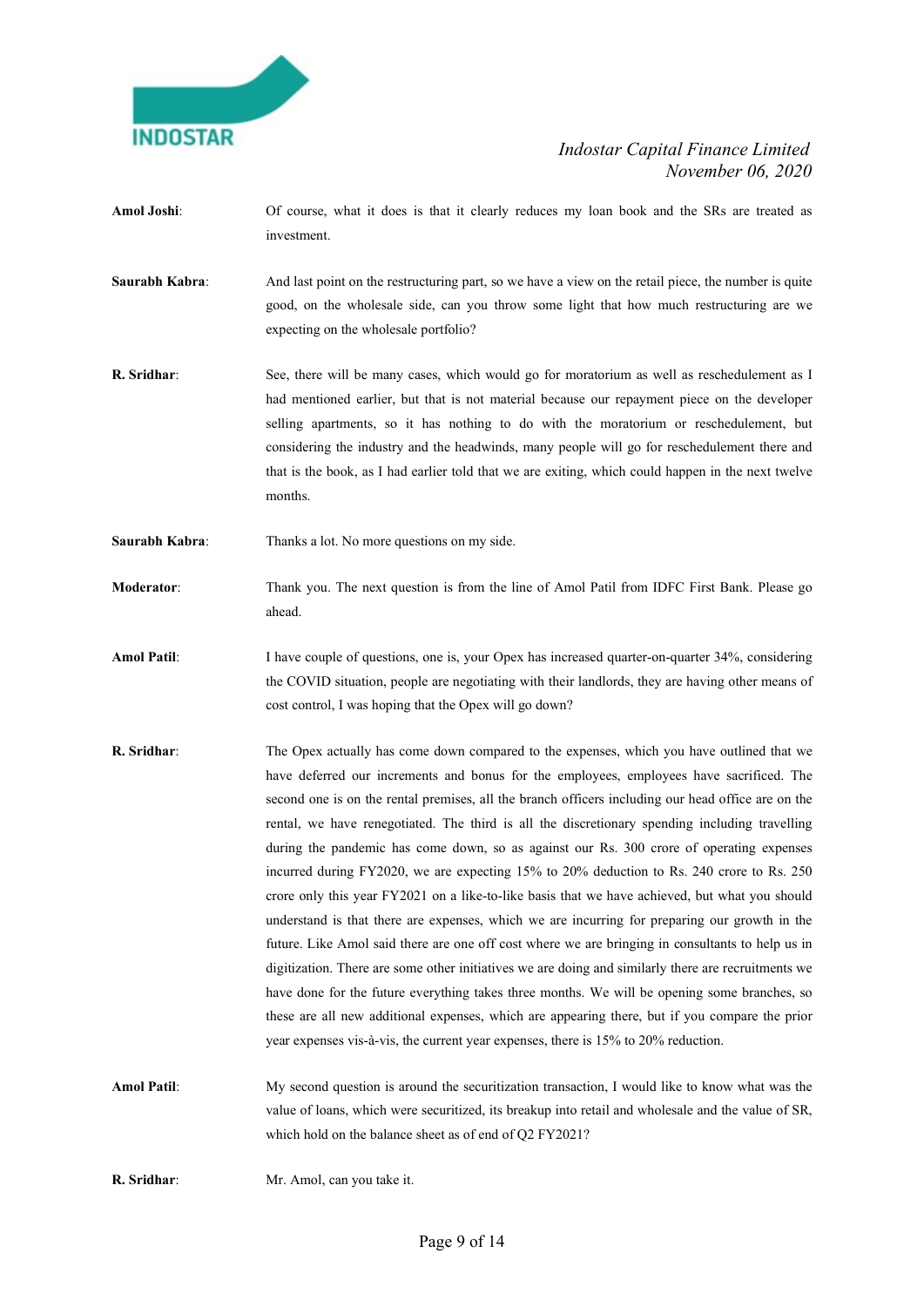**Amol Joshi**: Of course, what it does is that it clearly reduces my loan book and the SRs are treated as investment.

**Saurabh Kabra**: And last point on the restructuring part, so we have a view on the retail piece, the number is quite good, on the wholesale side, can you throw some light that how much restructuring are we expecting on the wholesale portfolio?

**R. Sridhar**: See, there will be many cases, which would go for moratorium as well as reschedulement as I had mentioned earlier, but that is not material because our repayment piece on the developer selling apartments, so it has nothing to do with the moratorium or reschedulement, but considering the industry and the headwinds, many people will go for reschedulement there and that is the book, as I had earlier told that we are exiting, which could happen in the next twelve months.

**Saurabh Kabra**: Thanks a lot. No more questions on my side.

**Moderator**: Thank you. The next question is from the line of Amol Patil from IDFC First Bank. Please go ahead.

**Amol Patil**: I have couple of questions, one is, your Opex has increased quarter-on-quarter 34%, considering the COVID situation, people are negotiating with their landlords, they are having other means of cost control, I was hoping that the Opex will go down?

**R. Sridhar**: The Opex actually has come down compared to the expenses, which you have outlined that we have deferred our increments and bonus for the employees, employees have sacrificed. The second one is on the rental premises, all the branch officers including our head office are on the rental, we have renegotiated. The third is all the discretionary spending including travelling during the pandemic has come down, so as against our Rs. 300 crore of operating expenses incurred during FY2020, we are expecting 15% to 20% deduction to Rs. 240 crore to Rs. 250 crore only this year FY2021 on a like-to-like basis that we have achieved, but what you should understand is that there are expenses, which we are incurring for preparing our growth in the future. Like Amol said there are one off cost where we are bringing in consultants to help us in digitization. There are some other initiatives we are doing and similarly there are recruitments we have done for the future everything takes three months. We will be opening some branches, so these are all new additional expenses, which are appearing there, but if you compare the prior year expenses vis-à-vis, the current year expenses, there is 15% to 20% reduction.

**Amol Patil**: My second question is around the securitization transaction, I would like to know what was the value of loans, which were securitized, its breakup into retail and wholesale and the value of SR, which hold on the balance sheet as of end of Q2 FY2021?

**R. Sridhar**: Mr. Amol, can you take it.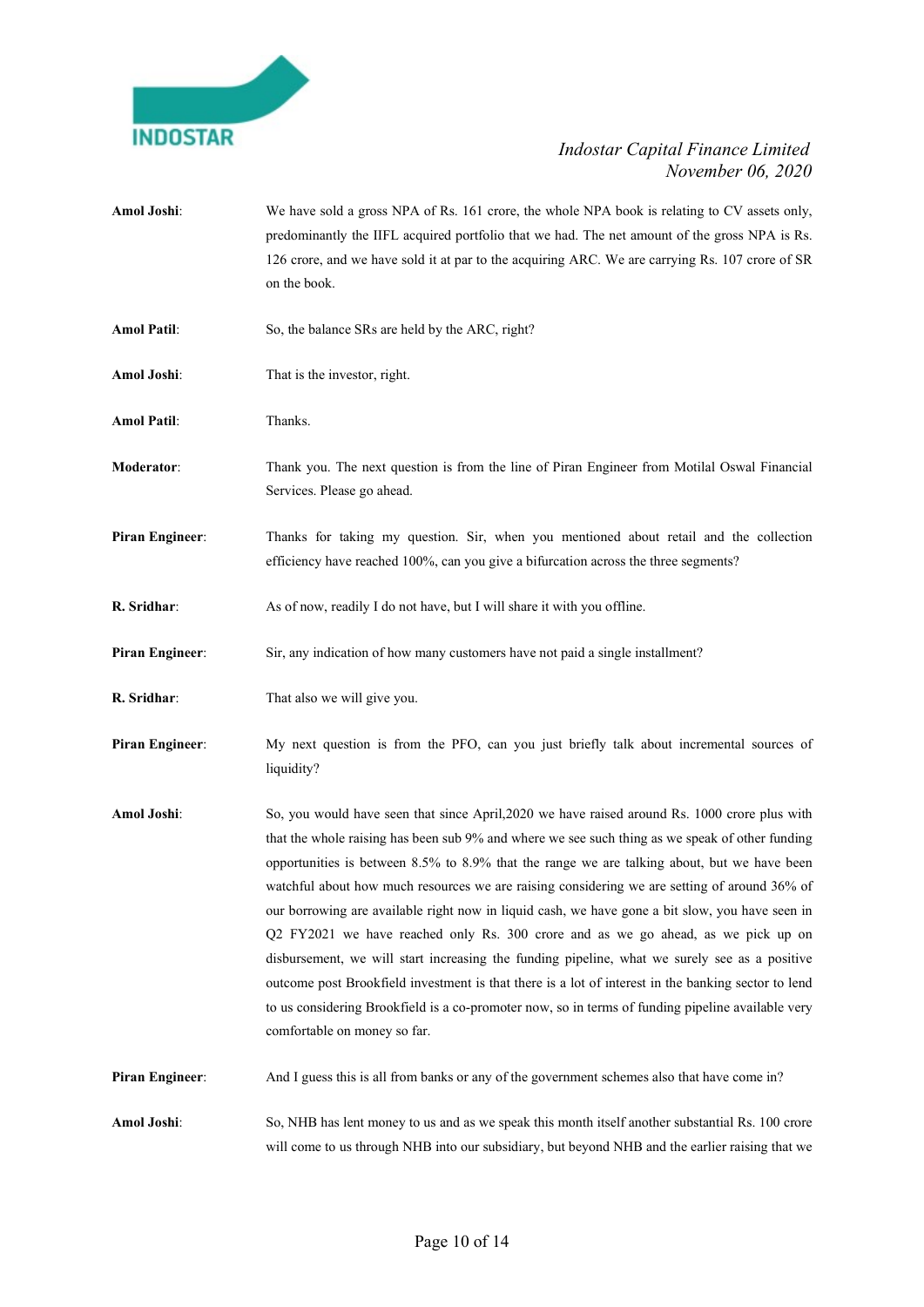**Amol Joshi**: We have sold a gross NPA of Rs. 161 crore, the whole NPA book is relating to CV assets only, predominantly the IIFL acquired portfolio that we had. The net amount of the gross NPA is Rs. 126 crore, and we have sold it at par to the acquiring ARC. We are carrying Rs. 107 crore of SR on the book.

**Amol Patil**: So, the balance SRs are held by the ARC, right?

**Amol Joshi**: That is the investor, right.

**Amol Patil**: Thanks.

**Moderator**: Thank you. The next question is from the line of Piran Engineer from Motilal Oswal Financial Services. Please go ahead.

**Piran Engineer**: Thanks for taking my question. Sir, when you mentioned about retail and the collection efficiency have reached 100%, can you give a bifurcation across the three segments?

**R. Sridhar**: As of now, readily I do not have, but I will share it with you offline.

**Piran Engineer**: Sir, any indication of how many customers have not paid a single installment?

**R. Sridhar**: That also we will give you.

**Piran Engineer**: My next question is from the PFO, can you just briefly talk about incremental sources of liquidity?

**Amol Joshi**: So, you would have seen that since April,2020 we have raised around Rs. 1000 crore plus with that the whole raising has been sub 9% and where we see such thing as we speak of other funding opportunities is between 8.5% to 8.9% that the range we are talking about, but we have been watchful about how much resources we are raising considering we are setting of around 36% of our borrowing are available right now in liquid cash, we have gone a bit slow, you have seen in Q2 FY2021 we have reached only Rs. 300 crore and as we go ahead, as we pick up on disbursement, we will start increasing the funding pipeline, what we surely see as a positive outcome post Brookfield investment is that there is a lot of interest in the banking sector to lend to us considering Brookfield is a co-promoter now, so in terms of funding pipeline available very comfortable on money so far.

**Piran Engineer**: And I guess this is all from banks or any of the government schemes also that have come in?

**Amol Joshi**: So, NHB has lent money to us and as we speak this month itself another substantial Rs. 100 crore will come to us through NHB into our subsidiary, but beyond NHB and the earlier raising that we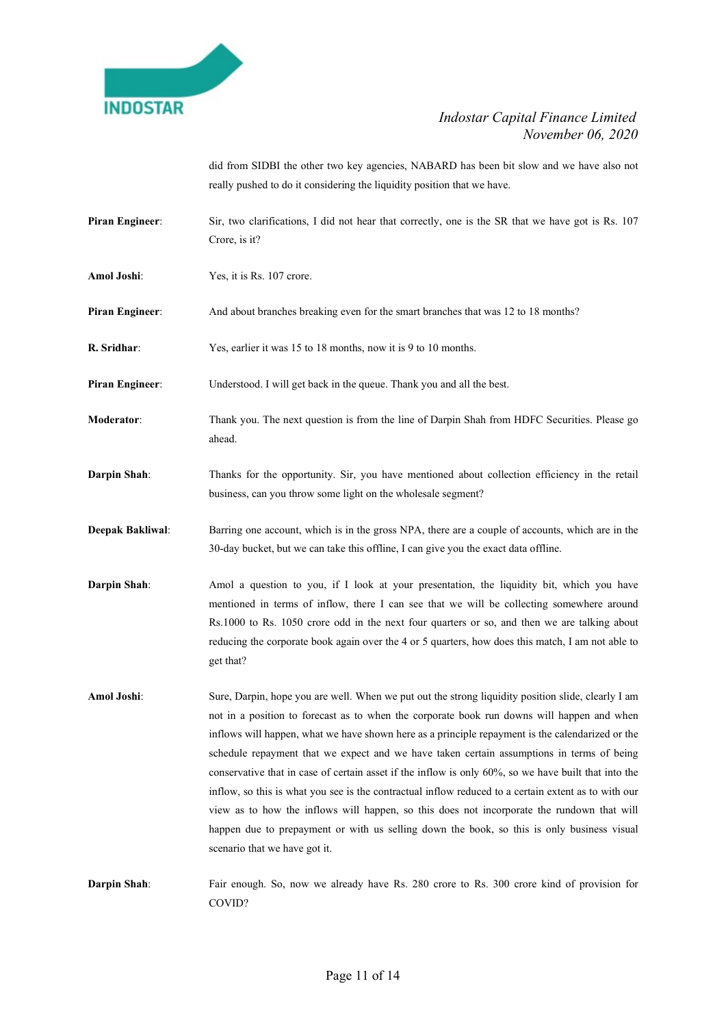did from SIDBI the other two key agencies, NABARD has been bit slow and we have also not really pushed to do it considering the liquidity position that we have.

**Piran Engineer**: Sir, two clarifications, I did not hear that correctly, one is the SR that we have got is Rs. 107 Crore, is it?

**Amol Joshi**: Yes, it is Rs. 107 crore.

**Piran Engineer**: And about branches breaking even for the smart branches that was 12 to 18 months?

**R. Sridhar**: Yes, earlier it was 15 to 18 months, now it is 9 to 10 months.

**Piran Engineer**: Understood. I will get back in the queue. Thank you and all the best.

**Moderator**: Thank you. The next question is from the line of Darpin Shah from HDFC Securities. Please go ahead.

**Darpin Shah**: Thanks for the opportunity. Sir, you have mentioned about collection efficiency in the retail business, can you throw some light on the wholesale segment?

**Deepak Bakliwal**: Barring one account, which is in the gross NPA, there are a couple of accounts, which are in the 30-day bucket, but we can take this offline, I can give you the exact data offline.

**Darpin Shah**: Amol a question to you, if I look at your presentation, the liquidity bit, which you have mentioned in terms of inflow, there I can see that we will be collecting somewhere around Rs.1000 to Rs. 1050 crore odd in the next four quarters or so, and then we are talking about reducing the corporate book again over the 4 or 5 quarters, how does this match, I am not able to get that?

**Amol Joshi**: Sure, Darpin, hope you are well. When we put out the strong liquidity position slide, clearly I am not in a position to forecast as to when the corporate book run downs will happen and when inflows will happen, what we have shown here as a principle repayment is the calendarized or the schedule repayment that we expect and we have taken certain assumptions in terms of being conservative that in case of certain asset if the inflow is only 60%, so we have built that into the inflow, so this is what you see is the contractual inflow reduced to a certain extent as to with our view as to how the inflows will happen, so this does not incorporate the rundown that will happen due to prepayment or with us selling down the book, so this is only business visual scenario that we have got it.

**Darpin Shah**: Fair enough. So, now we already have Rs. 280 crore to Rs. 300 crore kind of provision for COVID?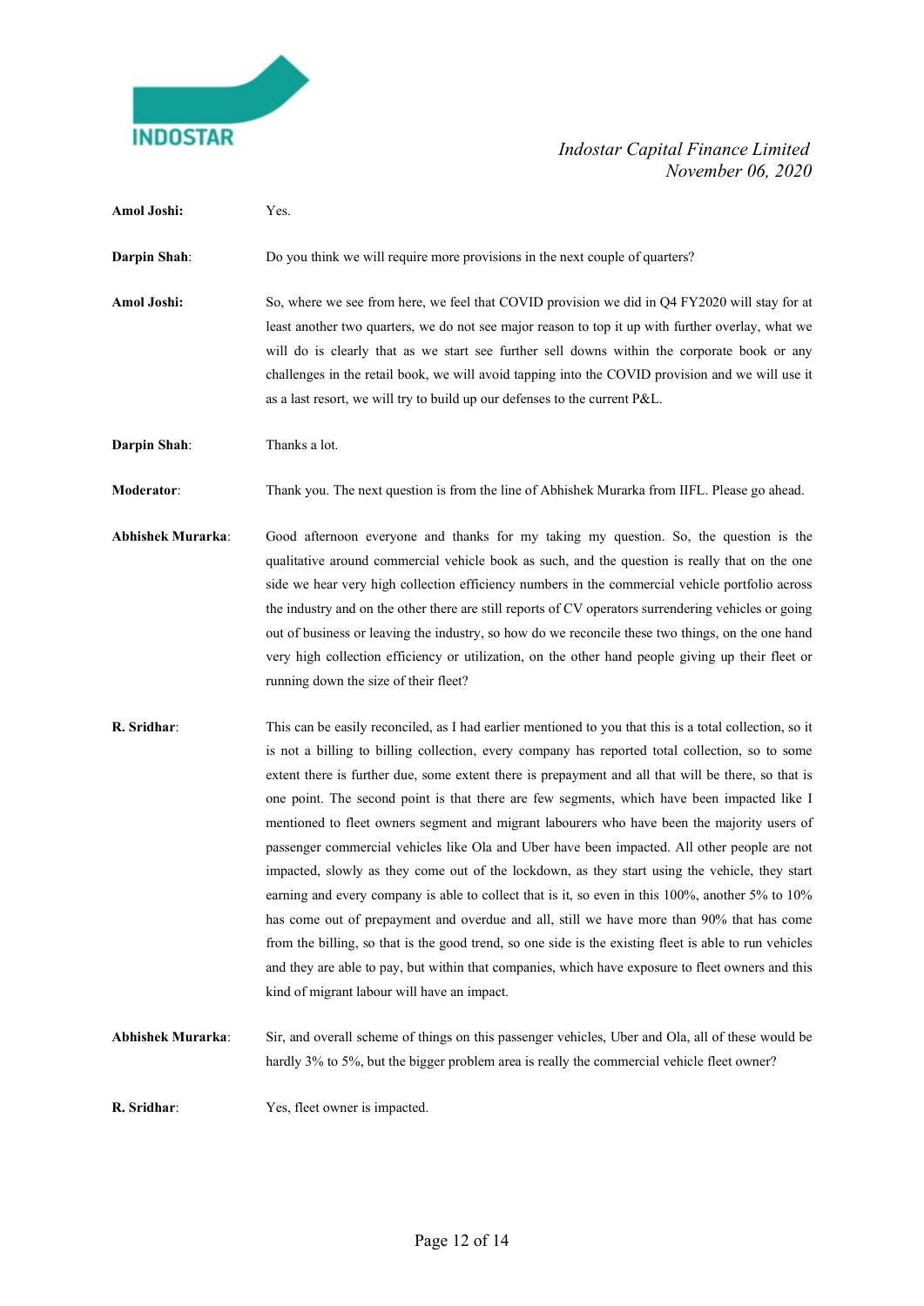**Amol Joshi:** Yes.

**Darpin Shah**: Do you think we will require more provisions in the next couple of quarters?

**Amol Joshi:** So, where we see from here, we feel that COVID provision we did in Q4 FY2020 will stay for at least another two quarters, we do not see major reason to top it up with further overlay, what we will do is clearly that as we start see further sell downs within the corporate book or any challenges in the retail book, we will avoid tapping into the COVID provision and we will use it as a last resort, we will try to build up our defenses to the current P&L.

**Darpin Shah**: Thanks a lot.

**Moderator**: Thank you. The next question is from the line of Abhishek Murarka from IIFL. Please go ahead.

**Abhishek Murarka**: Good afternoon everyone and thanks for my taking my question. So, the question is the qualitative around commercial vehicle book as such, and the question is really that on the one side we hear very high collection efficiency numbers in the commercial vehicle portfolio across the industry and on the other there are still reports of CV operators surrendering vehicles or going out of business or leaving the industry, so how do we reconcile these two things, on the one hand very high collection efficiency or utilization, on the other hand people giving up their fleet or running down the size of their fleet?

**R. Sridhar**: This can be easily reconciled, as I had earlier mentioned to you that this is a total collection, so it is not a billing to billing collection, every company has reported total collection, so to some extent there is further due, some extent there is prepayment and all that will be there, so that is one point. The second point is that there are few segments, which have been impacted like I mentioned to fleet owners segment and migrant labourers who have been the majority users of passenger commercial vehicles like Ola and Uber have been impacted. All other people are not impacted, slowly as they come out of the lockdown, as they start using the vehicle, they start earning and every company is able to collect that is it, so even in this 100%, another 5% to 10% has come out of prepayment and overdue and all, still we have more than 90% that has come from the billing, so that is the good trend, so one side is the existing fleet is able to run vehicles and they are able to pay, but within that companies, which have exposure to fleet owners and this kind of migrant labour will have an impact.

**Abhishek Murarka**: Sir, and overall scheme of things on this passenger vehicles, Uber and Ola, all of these would be hardly 3% to 5%, but the bigger problem area is really the commercial vehicle fleet owner?

**R. Sridhar**: Yes, fleet owner is impacted.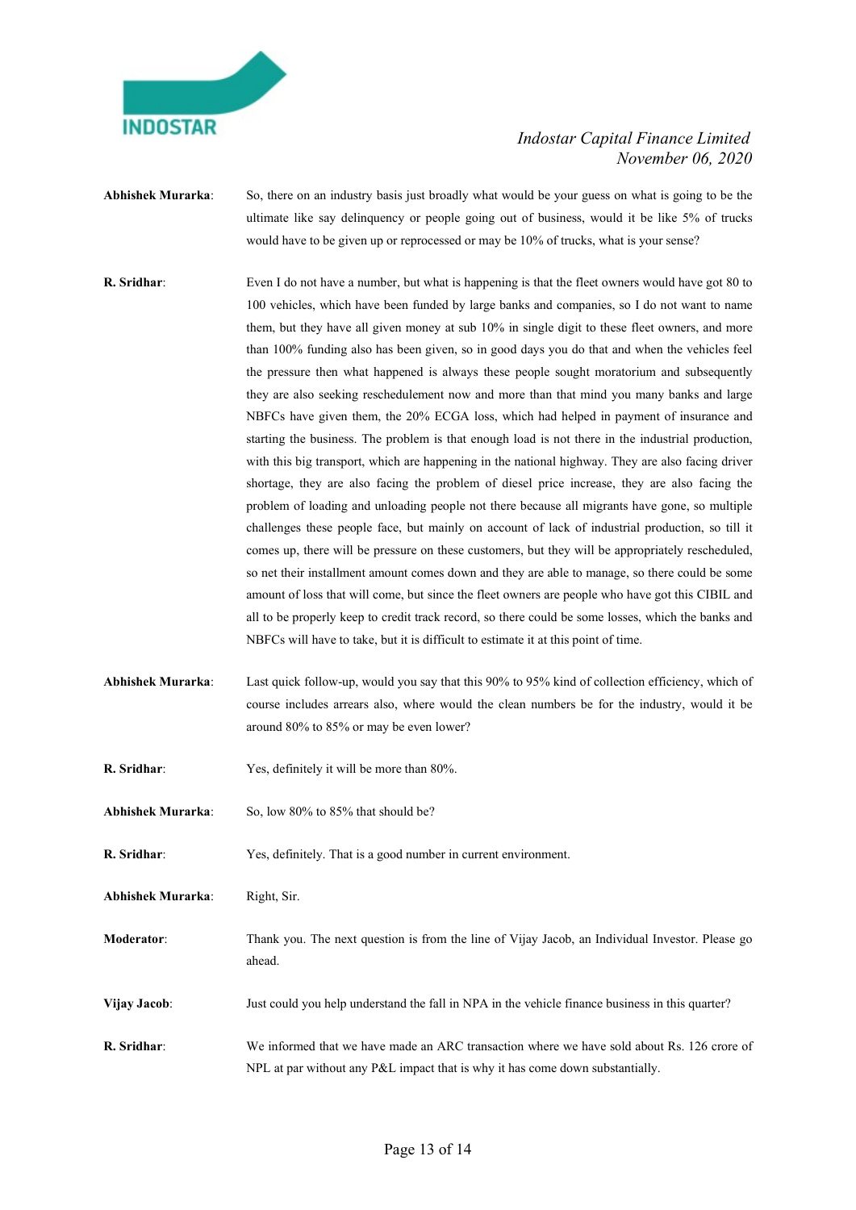**Abhishek Murarka**: So, there on an industry basis just broadly what would be your guess on what is going to be the ultimate like say delinquency or people going out of business, would it be like 5% of trucks would have to be given up or reprocessed or may be 10% of trucks, what is your sense?

**R. Sridhar**: Even I do not have a number, but what is happening is that the fleet owners would have got 80 to 100 vehicles, which have been funded by large banks and companies, so I do not want to name them, but they have all given money at sub 10% in single digit to these fleet owners, and more than 100% funding also has been given, so in good days you do that and when the vehicles feel the pressure then what happened is always these people sought moratorium and subsequently they are also seeking reschedulement now and more than that mind you many banks and large NBFCs have given them, the 20% ECGA loss, which had helped in payment of insurance and starting the business. The problem is that enough load is not there in the industrial production, with this big transport, which are happening in the national highway. They are also facing driver shortage, they are also facing the problem of diesel price increase, they are also facing the problem of loading and unloading people not there because all migrants have gone, so multiple challenges these people face, but mainly on account of lack of industrial production, so till it comes up, there will be pressure on these customers, but they will be appropriately rescheduled, so net their installment amount comes down and they are able to manage, so there could be some amount of loss that will come, but since the fleet owners are people who have got this CIBIL and all to be properly keep to credit track record, so there could be some losses, which the banks and NBFCs will have to take, but it is difficult to estimate it at this point of time.

**Abhishek Murarka**: Last quick follow-up, would you say that this 90% to 95% kind of collection efficiency, which of course includes arrears also, where would the clean numbers be for the industry, would it be around 80% to 85% or may be even lower?

**R. Sridhar**: Yes, definitely it will be more than 80%.

**Abhishek Murarka**: So, low 80% to 85% that should be?

**R. Sridhar**: Yes, definitely. That is a good number in current environment.

**Abhishek Murarka**: Right, Sir.

**Moderator**: Thank you. The next question is from the line of Vijay Jacob, an Individual Investor. Please go ahead.

**Vijay Jacob**: Just could you help understand the fall in NPA in the vehicle finance business in this quarter?

**R. Sridhar**: We informed that we have made an ARC transaction where we have sold about Rs. 126 crore of NPL at par without any P&L impact that is why it has come down substantially.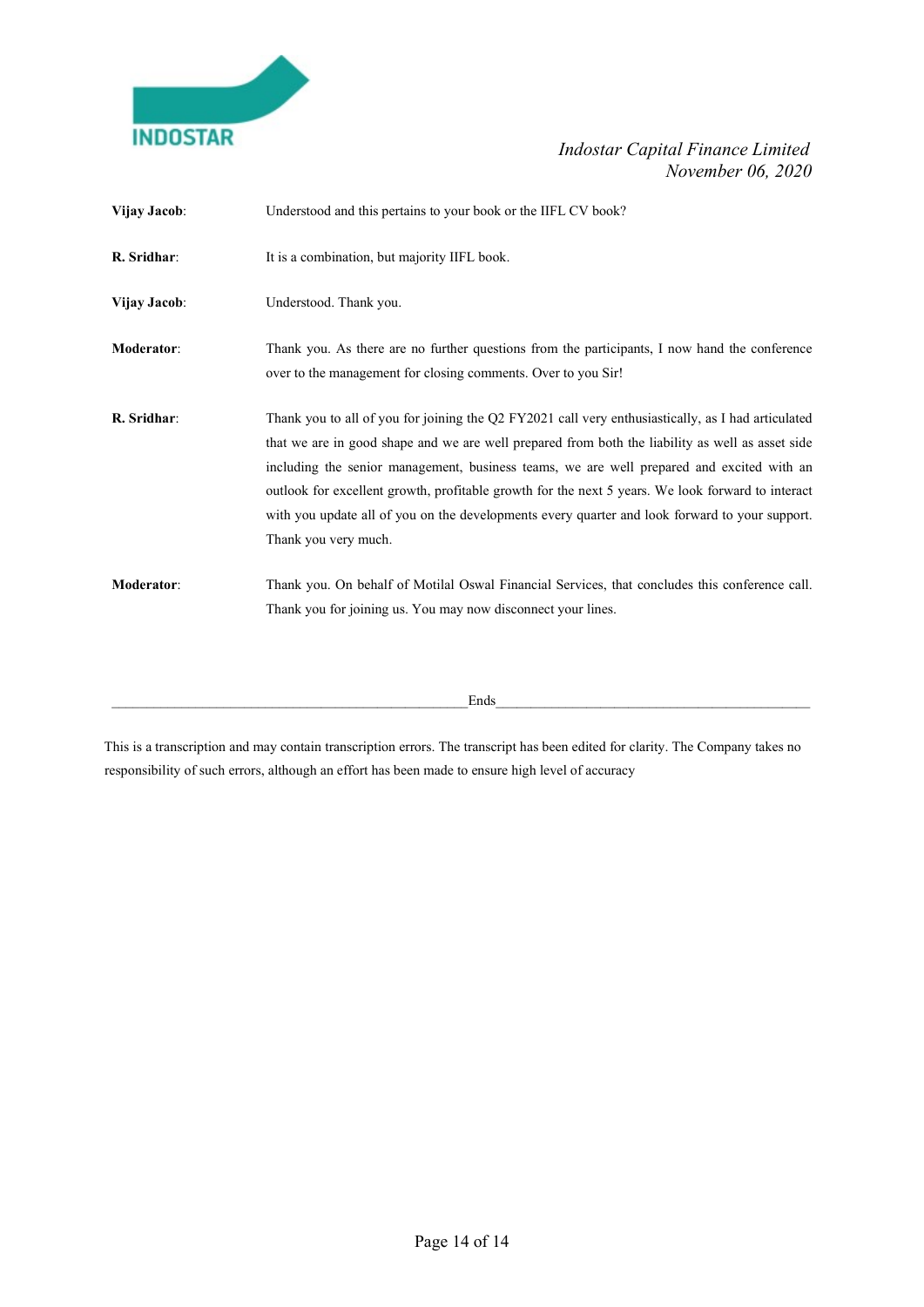**Vijay Jacob**: Understood and this pertains to your book or the IIFL CV book?

**R. Sridhar**: It is a combination, but majority IIFL book.

**Vijay Jacob**: Understood. Thank you.

**Moderator**: Thank you. As there are no further questions from the participants, I now hand the conference over to the management for closing comments. Over to you Sir!

**R. Sridhar**: Thank you to all of you for joining the Q2 FY2021 call very enthusiastically, as I had articulated that we are in good shape and we are well prepared from both the liability as well as asset side including the senior management, business teams, we are well prepared and excited with an outlook for excellent growth, profitable growth for the next 5 years. We look forward to interact with you update all of you on the developments every quarter and look forward to your support. Thank you very much.

**Moderator**: Thank you. On behalf of Motilal Oswal Financial Services, that concludes this conference call. Thank you for joining us. You may now disconnect your lines.

Ends

This is a transcription and may contain transcription errors. The transcript has been edited for clarity. The Company takes no responsibility of such errors, although an effort has been made to ensure high level of accuracy